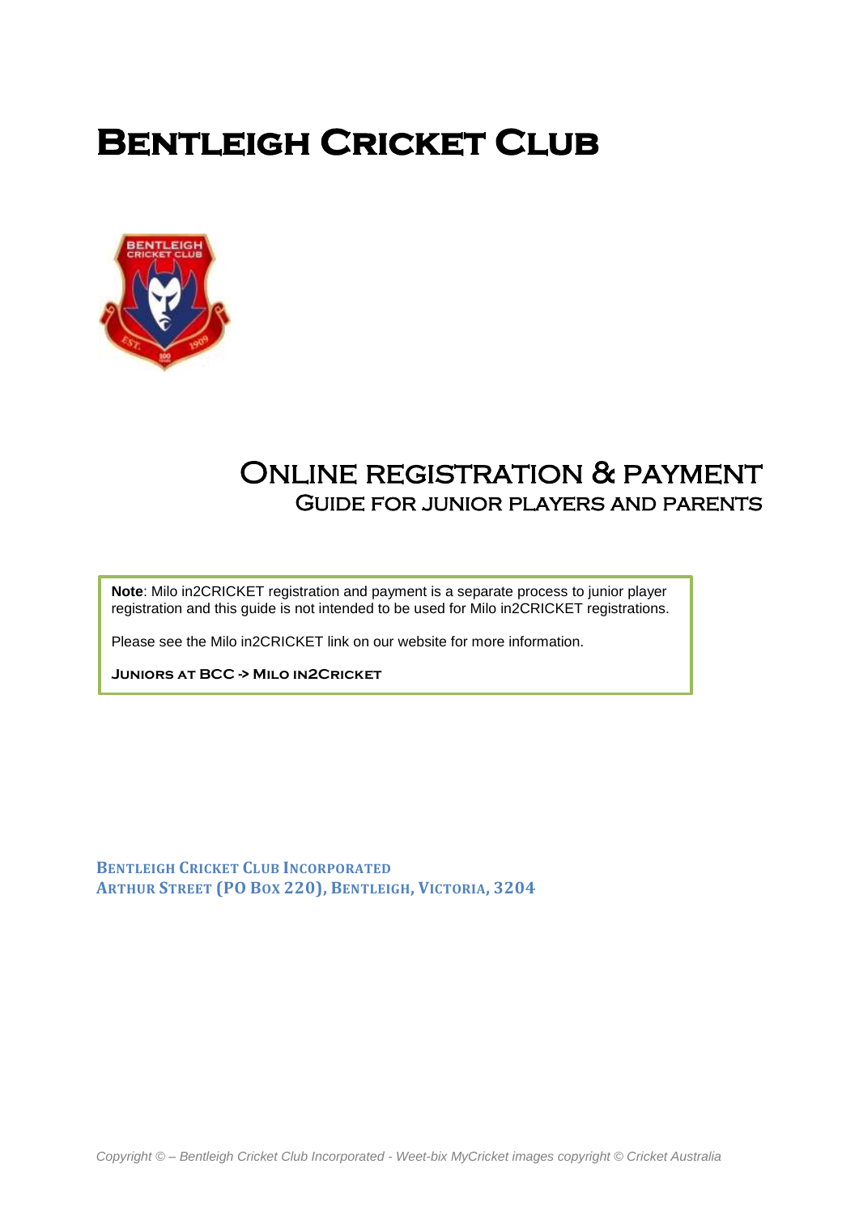# Bentleigh Cricket Club

## Online registration & payment
### Guide for junior players and parents

**Note**: Milo in2CRICKET registration and payment is a separate process to junior player registration and this guide is not intended to be used for Milo in2CRICKET registrations.

Please see the Milo in2CRICKET link on our website for more information.

**Juniors at BCC -> Milo in2Cricket**

**Bentleigh Cricket Club Incorporated**
**Arthur Street (PO Box 220), Bentleigh, Victoria, 3204**

*Copyright © – Bentleigh Cricket Club Incorporated - Weet-bix MyCricket images copyright © Cricket Australia*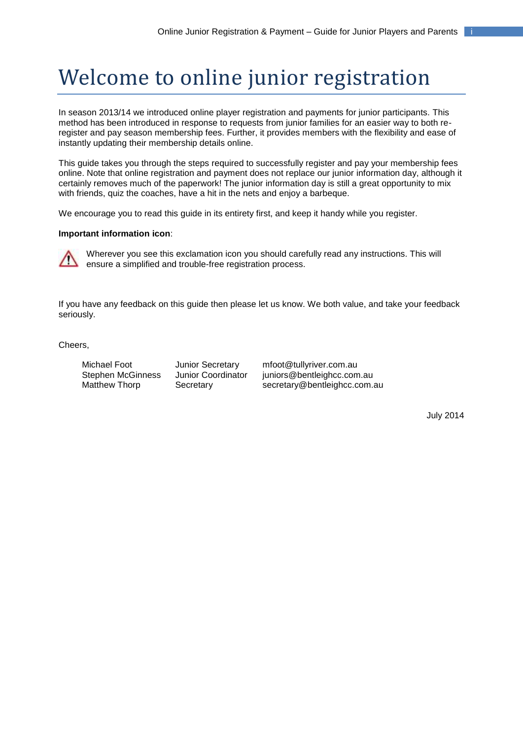# Welcome to online junior registration

In season 2013/14 we introduced online player registration and payments for junior participants. This method has been introduced in response to requests from junior families for an easier way to both re-register and pay season membership fees. Further, it provides members with the flexibility and ease of instantly updating their membership details online.

This guide takes you through the steps required to successfully register and pay your membership fees online. Note that online registration and payment does not replace our junior information day, although it certainly removes much of the paperwork! The junior information day is still a great opportunity to mix with friends, quiz the coaches, have a hit in the nets and enjoy a barbeque.

We encourage you to read this guide in its entirety first, and keep it handy while you register.

**Important information icon**:

Wherever you see this exclamation icon you should carefully read any instructions. This will ensure a simplified and trouble-free registration process.

If you have any feedback on this guide then please let us know. We both value, and take your feedback seriously.

Cheers,

| | | |
|---|---|---|
| Michael Foot | Junior Secretary | mfoot@tullyriver.com.au |
| Stephen McGinness | Junior Coordinator | juniors@bentleighcc.com.au |
| Matthew Thorp | Secretary | secretary@bentleighcc.com.au |

July 2014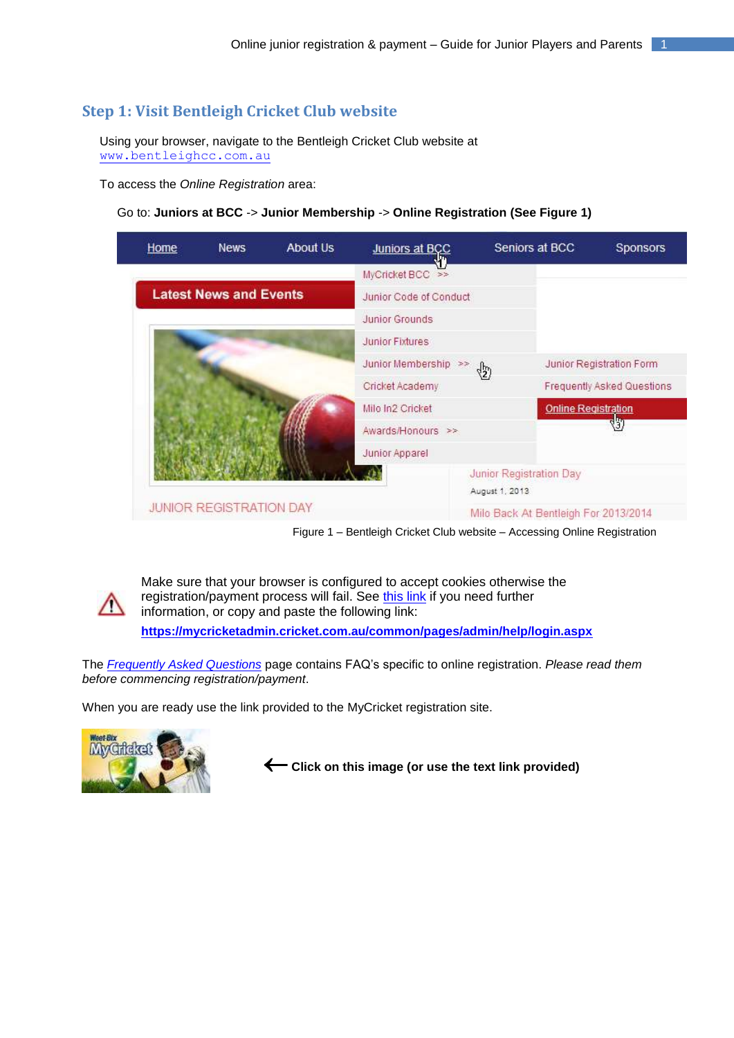## Step 1: Visit Bentleigh Cricket Club website

Using your browser, navigate to the Bentleigh Cricket Club website at
www.bentleighcc.com.au

To access the *Online Registration* area:

Go to: **Juniors at BCC** -> **Junior Membership** -> **Online Registration (See Figure 1)**

Figure 1 – Bentleigh Cricket Club website – Accessing Online Registration

Make sure that your browser is configured to accept cookies otherwise the registration/payment process will fail. See this link if you need further information, or copy and paste the following link:
**https://mycricketadmin.cricket.com.au/common/pages/admin/help/login.aspx**

The *Frequently Asked Questions* page contains FAQ's specific to online registration. *Please read them before commencing registration/payment*.

When you are ready use the link provided to the MyCricket registration site.

**Click on this image (or use the text link provided)**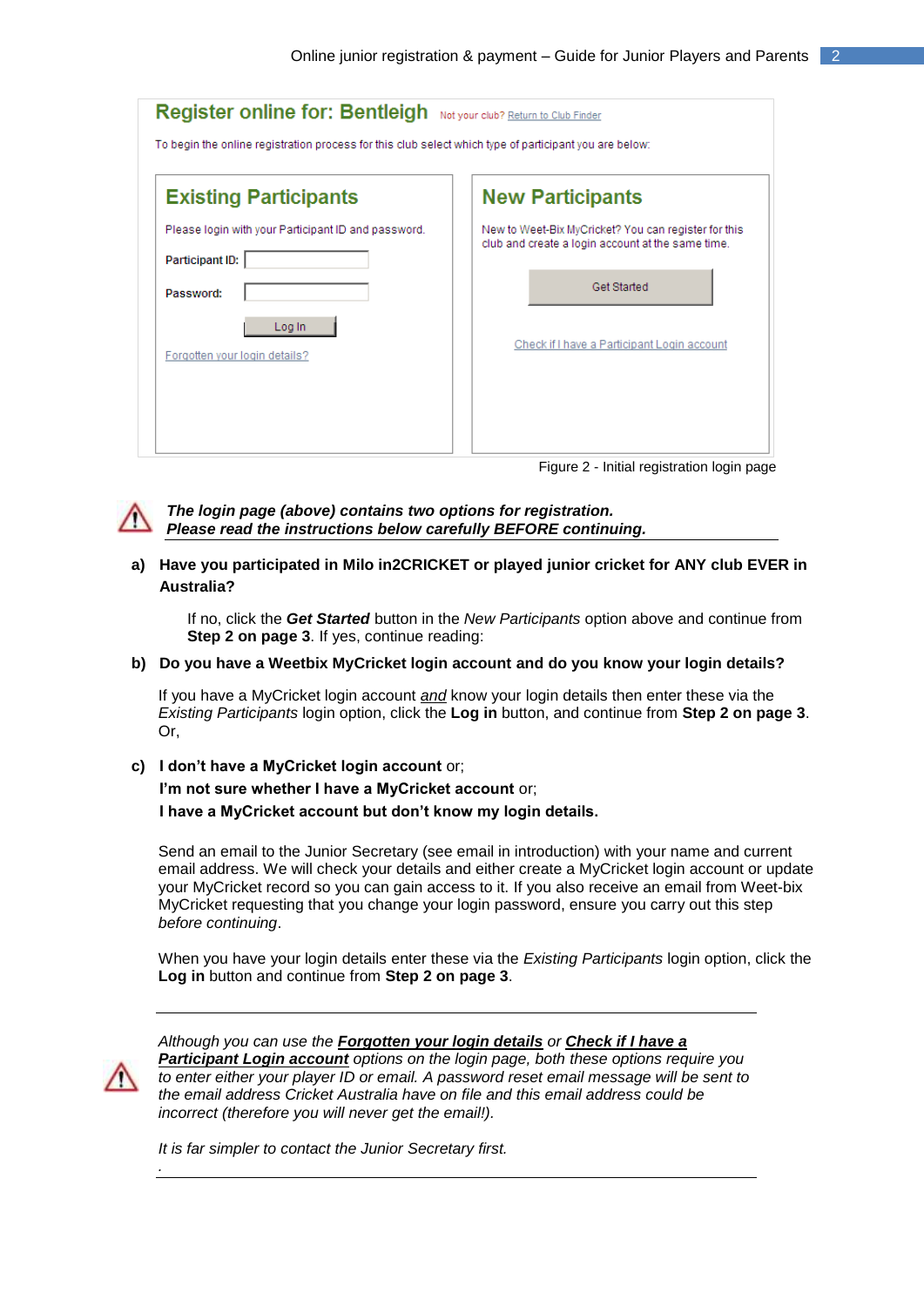Register online for: Bentleigh  Not your club? Return to Club Finder

To begin the online registration process for this club select which type of participant you are below:

**Existing Participants**

Please login with your Participant ID and password.

Participant ID:

Password:

Log In

Forgotten your login details?

**New Participants**

New to Weet-Bix MyCricket? You can register for this club and create a login account at the same time.

Get Started

Check if I have a Participant Login account

Figure 2 - Initial registration login page

***The login page (above) contains two options for registration.***
***Please read the instructions below carefully BEFORE continuing.***

**a) Have you participated in Milo in2CRICKET or played junior cricket for ANY club EVER in Australia?**

If no, click the ***Get Started*** button in the *New Participants* option above and continue from **Step 2 on page 3**. If yes, continue reading:

**b) Do you have a Weetbix MyCricket login account and do you know your login details?**

If you have a MyCricket login account *and* know your login details then enter these via the *Existing Participants* login option, click the **Log in** button, and continue from **Step 2 on page 3**. Or,

**c) I don't have a MyCricket login account** or;
**I'm not sure whether I have a MyCricket account** or;
**I have a MyCricket account but don't know my login details.**

Send an email to the Junior Secretary (see email in introduction) with your name and current email address. We will check your details and either create a MyCricket login account or update your MyCricket record so you can gain access to it. If you also receive an email from Weet-bix MyCricket requesting that you change your login password, ensure you carry out this step *before continuing*.

When you have your login details enter these via the *Existing Participants* login option, click the **Log in** button and continue from **Step 2 on page 3**.

---

*Although you can use the* ***Forgotten your login details*** *or* ***Check if I have a Participant Login account*** *options on the login page, both these options require you to enter either your player ID or email. A password reset email message will be sent to the email address Cricket Australia have on file and this email address could be incorrect (therefore you will never get the email!).*

*It is far simpler to contact the Junior Secretary first.*

---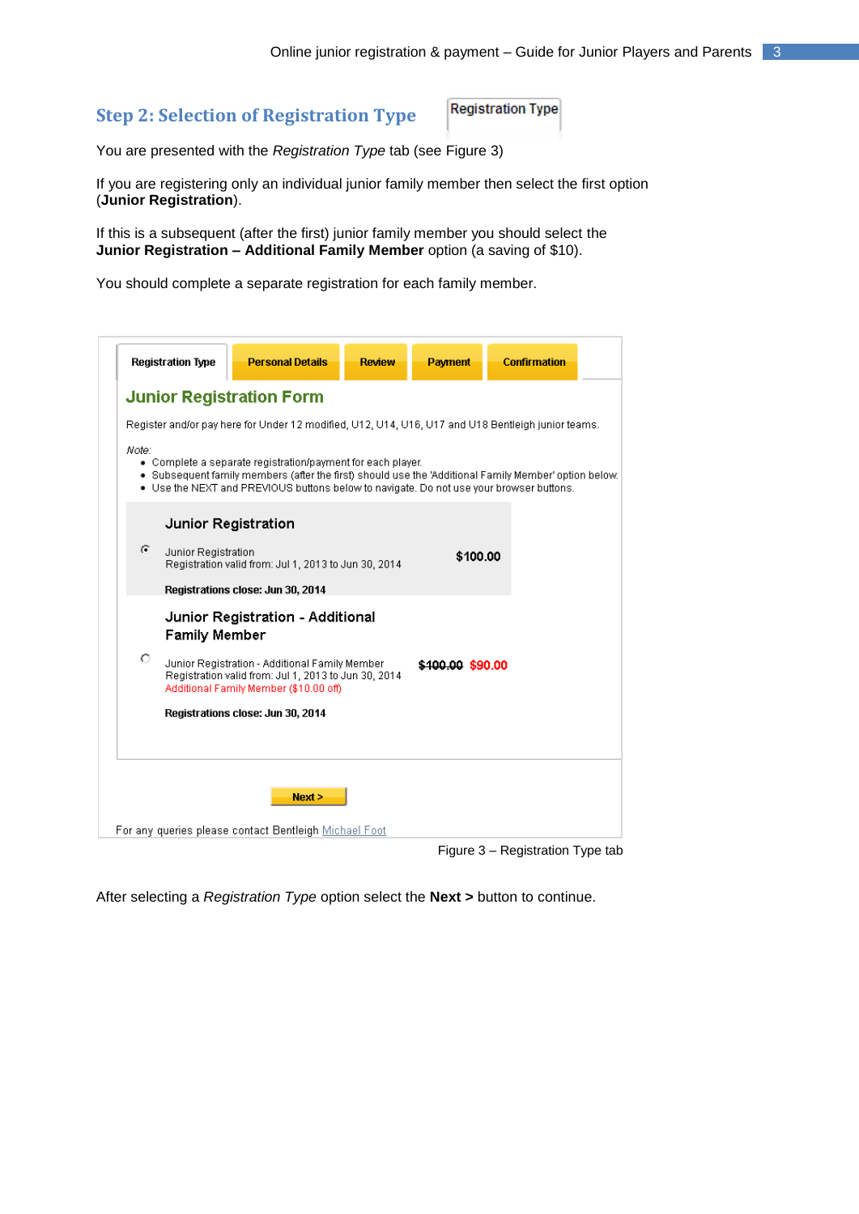## Step 2: Selection of Registration Type

Registration Type

You are presented with the *Registration Type* tab (see Figure 3)

If you are registering only an individual junior family member then select the first option (**Junior Registration**).

If this is a subsequent (after the first) junior family member you should select the **Junior Registration – Additional Family Member** option (a saving of $10).

You should complete a separate registration for each family member.

Registration Type | Personal Details | Review | Payment | Confirmation

**Junior Registration Form**

Register and/or pay here for Under 12 modified, U12, U14, U16, U17 and U18 Bentleigh junior teams.

*Note:*

- Complete a separate registration/payment for each player.
- Subsequent family members (after the first) should use the 'Additional Family Member' option below.
- Use the NEXT and PREVIOUS buttons below to navigate. Do not use your browser buttons.

**Junior Registration**

Junior Registration
Registration valid from: Jul 1, 2013 to Jun 30, 2014 — **$100.00**

**Registrations close: Jun 30, 2014**

**Junior Registration - Additional Family Member**

Junior Registration - Additional Family Member
Registration valid from: Jul 1, 2013 to Jun 30, 2014
Additional Family Member ($10.00 off) — ~~$100.00~~ $90.00

**Registrations close: Jun 30, 2014**

**Next >**

For any queries please contact Bentleigh Michael Foot

Figure 3 – Registration Type tab

After selecting a *Registration Type* option select the **Next >** button to continue.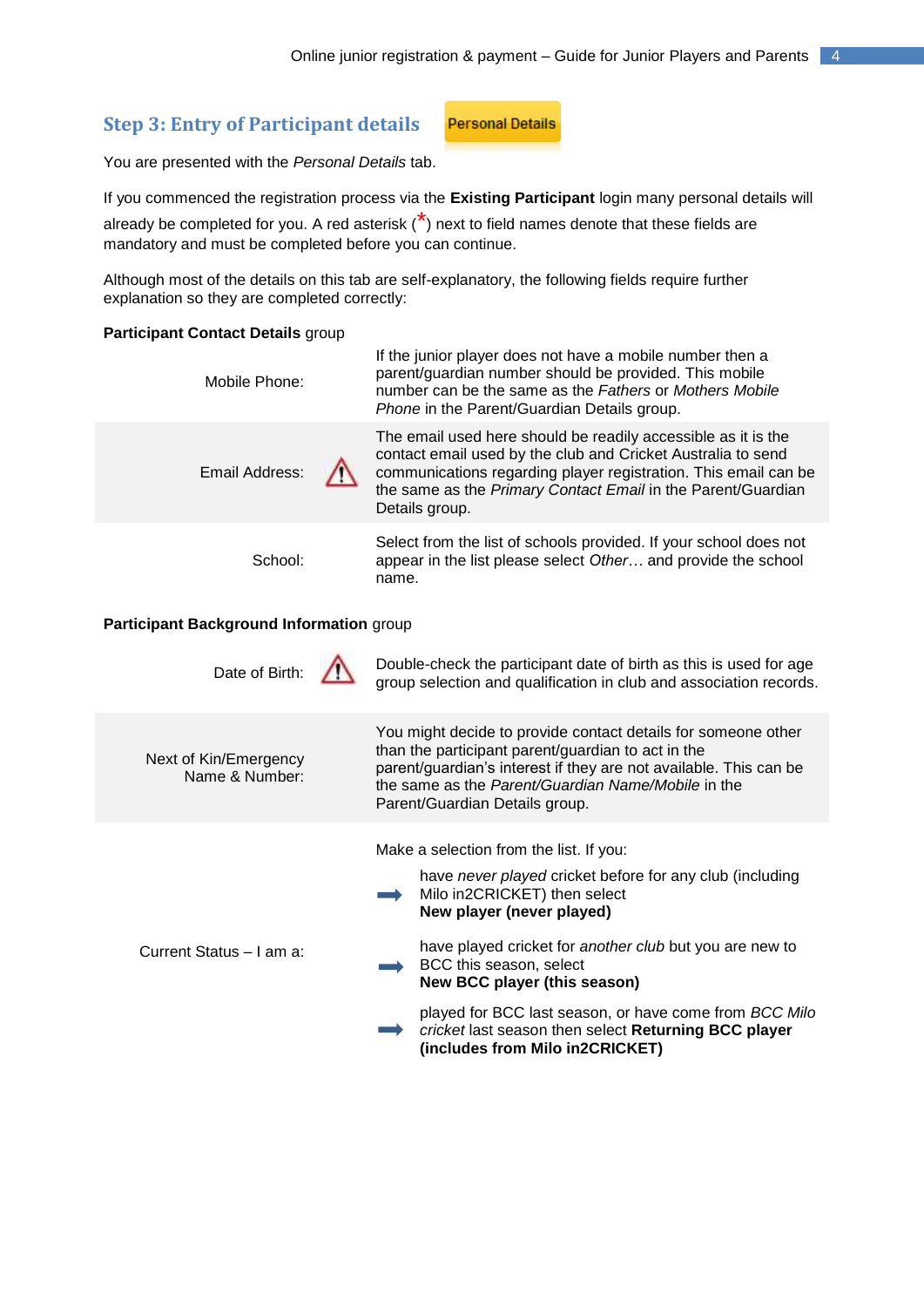## Step 3: Entry of Participant details

Personal Details

You are presented with the *Personal Details* tab.

If you commenced the registration process via the **Existing Participant** login many personal details will already be completed for you. A red asterisk (*) next to field names denote that these fields are mandatory and must be completed before you can continue.

Although most of the details on this tab are self-explanatory, the following fields require further explanation so they are completed correctly:

**Participant Contact Details** group

| Field | | Explanation |
|---|---|---|
| Mobile Phone: | | If the junior player does not have a mobile number then a parent/guardian number should be provided. This mobile number can be the same as the *Fathers* or *Mothers Mobile Phone* in the Parent/Guardian Details group. |
| Email Address: | ⚠ | The email used here should be readily accessible as it is the contact email used by the club and Cricket Australia to send communications regarding player registration. This email can be the same as the *Primary Contact Email* in the Parent/Guardian Details group. |
| School: | | Select from the list of schools provided. If your school does not appear in the list please select *Other…* and provide the school name. |

**Participant Background Information** group

| Field | | Explanation |
|---|---|---|
| Date of Birth: | ⚠ | Double-check the participant date of birth as this is used for age group selection and qualification in club and association records. |
| Next of Kin/Emergency Name & Number: | | You might decide to provide contact details for someone other than the participant parent/guardian to act in the parent/guardian's interest if they are not available. This can be the same as the *Parent/Guardian Name/Mobile* in the Parent/Guardian Details group. |
| Current Status – I am a: | | Make a selection from the list. If you:<br>➡ have *never played* cricket before for any club (including Milo in2CRICKET) then select **New player (never played)**<br>➡ have played cricket for *another club* but you are new to BCC this season, select **New BCC player (this season)**<br>➡ played for BCC last season, or have come from *BCC Milo cricket* last season then select **Returning BCC player (includes from Milo in2CRICKET)** |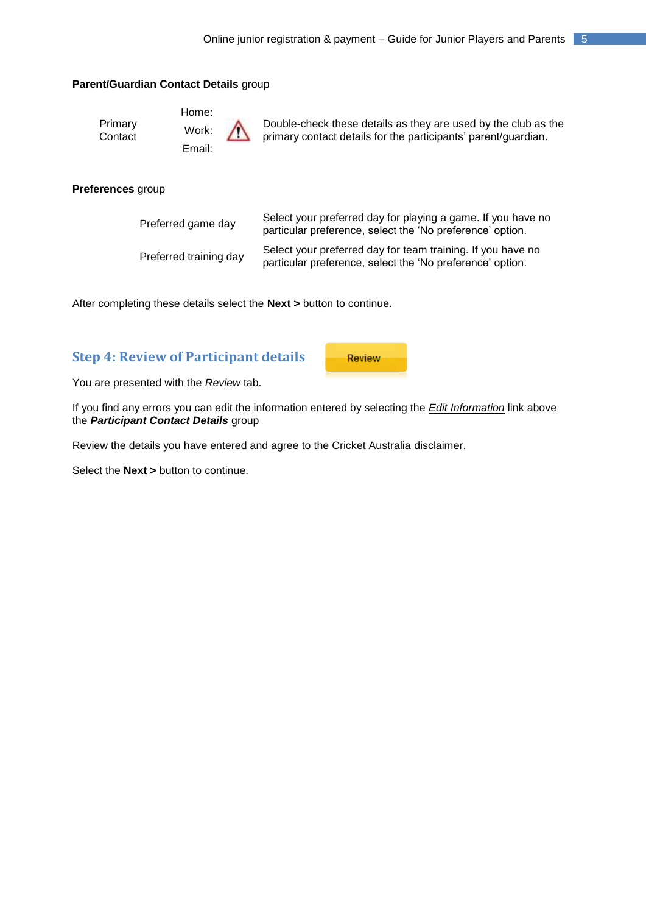**Parent/Guardian Contact Details** group

| | | |
|---|---|---|
| Primary Contact | Home:<br>Work:<br>Email: | ⚠ Double-check these details as they are used by the club as the primary contact details for the participants' parent/guardian. |

**Preferences** group

| | |
|---|---|
| Preferred game day | Select your preferred day for playing a game. If you have no particular preference, select the 'No preference' option. |
| Preferred training day | Select your preferred day for team training. If you have no particular preference, select the 'No preference' option. |

After completing these details select the **Next >** button to continue.

## Step 4: Review of Participant details

Review

You are presented with the *Review* tab.

If you find any errors you can edit the information entered by selecting the *Edit Information* link above the ***Participant Contact Details*** group

Review the details you have entered and agree to the Cricket Australia disclaimer.

Select the **Next >** button to continue.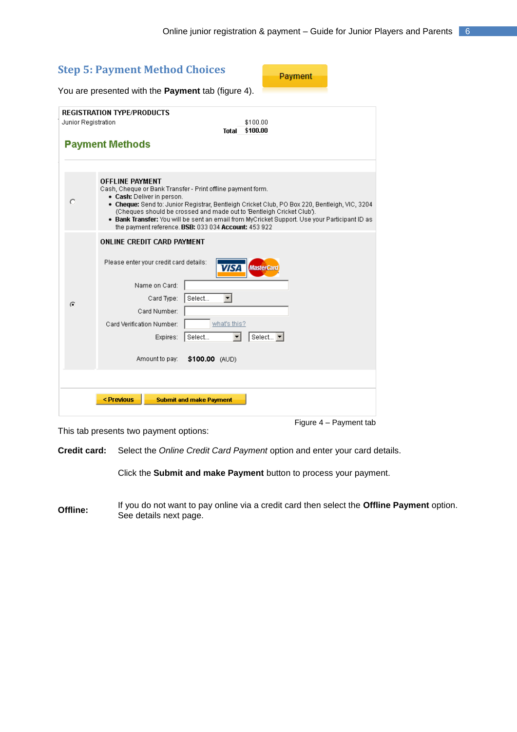## Step 5: Payment Method Choices

Payment

You are presented with the **Payment** tab (figure 4).

REGISTRATION TYPE/PRODUCTS

Junior Registration $100.00

Total $100.00

**Payment Methods**

OFFLINE PAYMENT

Cash, Cheque or Bank Transfer - Print offline payment form.

- **Cash:** Deliver in person.
- **Cheque:** Send to: Junior Registrar, Bentleigh Cricket Club, PO Box 220, Bentleigh, VIC, 3204 (Cheques should be crossed and made out to 'Bentleigh Cricket Club').
- **Bank Transfer:** You will be sent an email from MyCricket Support. Use your Participant ID as the payment reference. **BSB:** 033 034 **Account:** 453 922

ONLINE CREDIT CARD PAYMENT

Please enter your credit card details:

Name on Card:

Card Type: Select...

Card Number:

Card Verification Number: what's this?

Expires: Select... Select...

Amount to pay: **$100.00** (AUD)

< Previous | Submit and make Payment

Figure 4 – Payment tab

This tab presents two payment options:

**Credit card:** Select the *Online Credit Card Payment* option and enter your card details.

Click the **Submit and make Payment** button to process your payment.

**Offline:** If you do not want to pay online via a credit card then select the **Offline Payment** option. See details next page.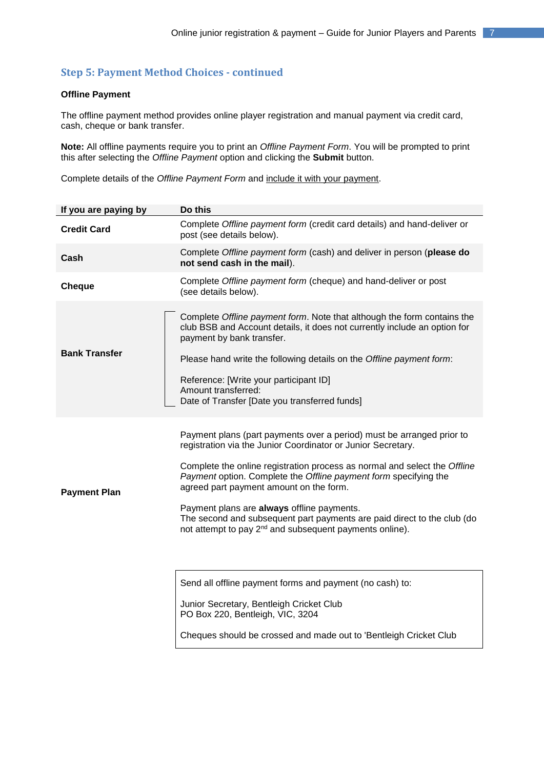## Step 5: Payment Method Choices - continued

**Offline Payment**

The offline payment method provides online player registration and manual payment via credit card, cash, cheque or bank transfer.

**Note:** All offline payments require you to print an *Offline Payment Form*. You will be prompted to print this after selecting the *Offline Payment* option and clicking the **Submit** button.

Complete details of the *Offline Payment Form* and include it with your payment.

| If you are paying by | Do this |
|---|---|
| **Credit Card** | Complete *Offline payment form* (credit card details) and hand-deliver or post (see details below). |
| **Cash** | Complete *Offline payment form* (cash) and deliver in person (**please do not send cash in the mail**). |
| **Cheque** | Complete *Offline payment form* (cheque) and hand-deliver or post (see details below). |
| **Bank Transfer** | Complete *Offline payment form*. Note that although the form contains the club BSB and Account details, it does not currently include an option for payment by bank transfer.<br><br>Please hand write the following details on the *Offline payment form*:<br><br>Reference: [Write your participant ID]<br>Amount transferred:<br>Date of Transfer [Date you transferred funds] |
| **Payment Plan** | Payment plans (part payments over a period) must be arranged prior to registration via the Junior Coordinator or Junior Secretary.<br><br>Complete the online registration process as normal and select the *Offline Payment* option. Complete the *Offline payment form* specifying the agreed part payment amount on the form.<br><br>Payment plans are **always** offline payments.<br>The second and subsequent part payments are paid direct to the club (do not attempt to pay 2nd and subsequent payments online). |

Send all offline payment forms and payment (no cash) to:

Junior Secretary, Bentleigh Cricket Club
PO Box 220, Bentleigh, VIC, 3204

Cheques should be crossed and made out to 'Bentleigh Cricket Club